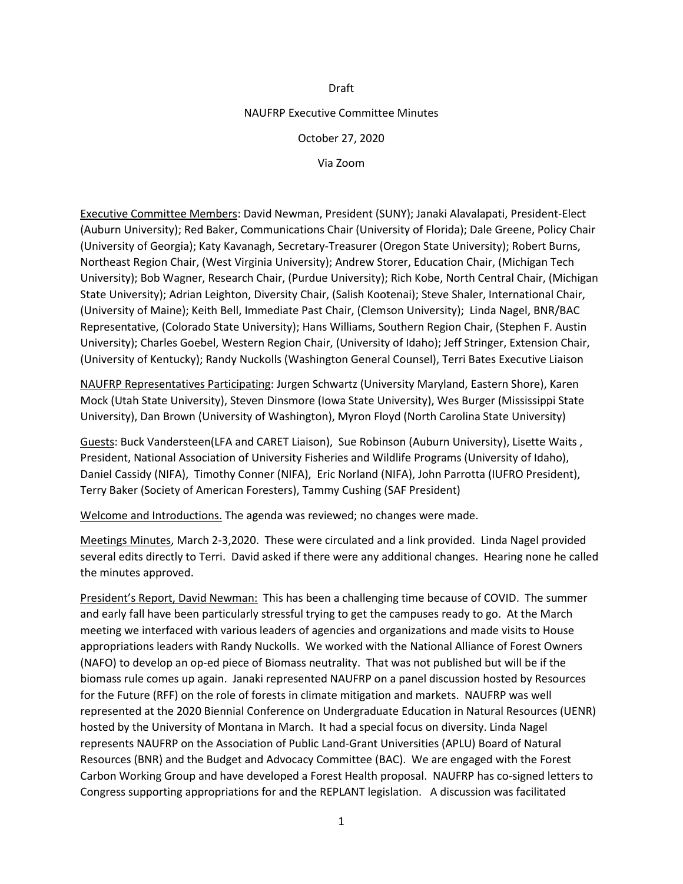Draft

NAUFRP Executive Committee Minutes

October 27, 2020

Via Zoom

Executive Committee Members: David Newman, President (SUNY); Janaki Alavalapati, President-Elect (Auburn University); Red Baker, Communications Chair (University of Florida); Dale Greene, Policy Chair (University of Georgia); Katy Kavanagh, Secretary-Treasurer (Oregon State University); Robert Burns, Northeast Region Chair, (West Virginia University); Andrew Storer, Education Chair, (Michigan Tech University); Bob Wagner, Research Chair, (Purdue University); Rich Kobe, North Central Chair, (Michigan State University); Adrian Leighton, Diversity Chair, (Salish Kootenai); Steve Shaler, International Chair, (University of Maine); Keith Bell, Immediate Past Chair, (Clemson University); Linda Nagel, BNR/BAC Representative, (Colorado State University); Hans Williams, Southern Region Chair, (Stephen F. Austin University); Charles Goebel, Western Region Chair, (University of Idaho); Jeff Stringer, Extension Chair, (University of Kentucky); Randy Nuckolls (Washington General Counsel), Terri Bates Executive Liaison

NAUFRP Representatives Participating: Jurgen Schwartz (University Maryland, Eastern Shore), Karen Mock (Utah State University), Steven Dinsmore (Iowa State University), Wes Burger (Mississippi State University), Dan Brown (University of Washington), Myron Floyd (North Carolina State University)

Guests: Buck Vandersteen(LFA and CARET Liaison), Sue Robinson (Auburn University), Lisette Waits , President, National Association of University Fisheries and Wildlife Programs (University of Idaho), Daniel Cassidy (NIFA), Timothy Conner (NIFA), Eric Norland (NIFA), John Parrotta (IUFRO President), Terry Baker (Society of American Foresters), Tammy Cushing (SAF President)

Welcome and Introductions. The agenda was reviewed; no changes were made.

Meetings Minutes, March 2-3,2020. These were circulated and a link provided. Linda Nagel provided several edits directly to Terri. David asked if there were any additional changes. Hearing none he called the minutes approved.

President's Report, David Newman: This has been a challenging time because of COVID. The summer and early fall have been particularly stressful trying to get the campuses ready to go. At the March meeting we interfaced with various leaders of agencies and organizations and made visits to House appropriations leaders with Randy Nuckolls. We worked with the National Alliance of Forest Owners (NAFO) to develop an op-ed piece of Biomass neutrality. That was not published but will be if the biomass rule comes up again. Janaki represented NAUFRP on a panel discussion hosted by Resources for the Future (RFF) on the role of forests in climate mitigation and markets. NAUFRP was well represented at the 2020 Biennial Conference on Undergraduate Education in Natural Resources (UENR) hosted by the University of Montana in March. It had a special focus on diversity. Linda Nagel represents NAUFRP on the Association of Public Land-Grant Universities (APLU) Board of Natural Resources (BNR) and the Budget and Advocacy Committee (BAC). We are engaged with the Forest Carbon Working Group and have developed a Forest Health proposal. NAUFRP has co-signed letters to Congress supporting appropriations for and the REPLANT legislation. A discussion was facilitated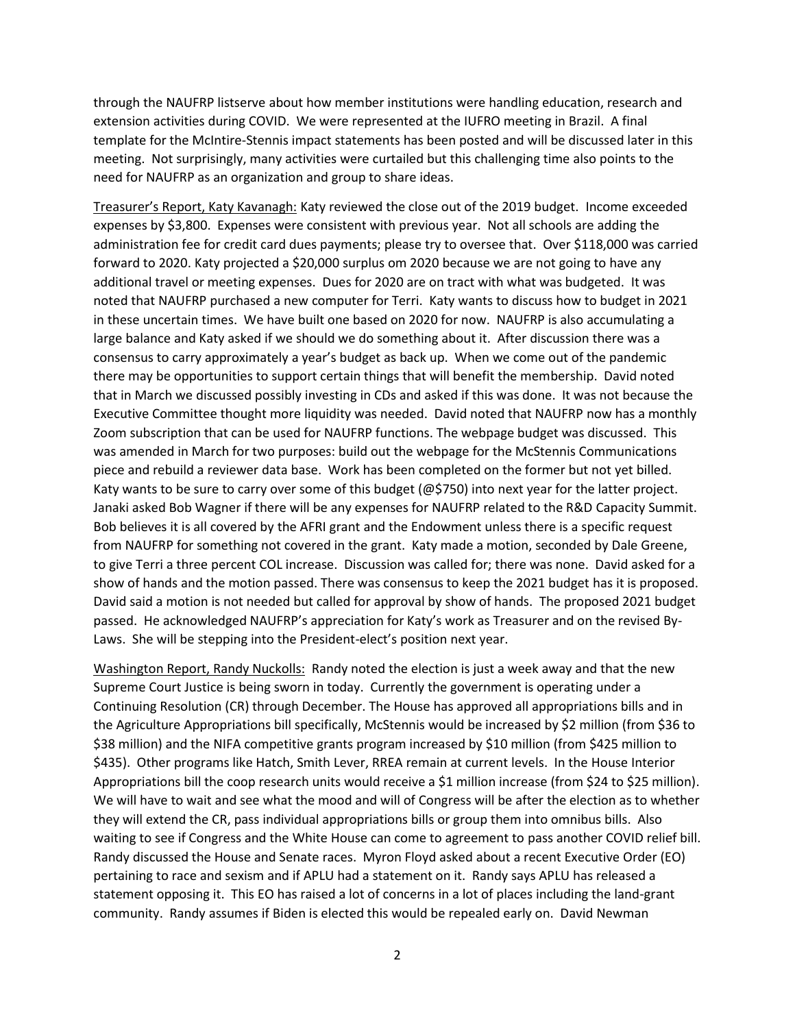through the NAUFRP listserve about how member institutions were handling education, research and extension activities during COVID. We were represented at the IUFRO meeting in Brazil. A final template for the McIntire-Stennis impact statements has been posted and will be discussed later in this meeting. Not surprisingly, many activities were curtailed but this challenging time also points to the need for NAUFRP as an organization and group to share ideas.

<u>Treasurer's Report, Katy Kavanagh:</u> Katy reviewed the close out of the 2019 budget. Income exceeded expenses by $3,800. Expenses were consistent with previous year. Not all schools are adding the administration fee for credit card dues payments; please try to oversee that. Over $118,000 was carried forward to 2020. Katy projected a $20,000 surplus om 2020 because we are not going to have any additional travel or meeting expenses. Dues for 2020 are on tract with what was budgeted. It was noted that NAUFRP purchased a new computer for Terri. Katy wants to discuss how to budget in 2021 in these uncertain times. We have built one based on 2020 for now. NAUFRP is also accumulating a large balance and Katy asked if we should we do something about it. After discussion there was a consensus to carry approximately a year's budget as back up. When we come out of the pandemic there may be opportunities to support certain things that will benefit the membership. David noted that in March we discussed possibly investing in CDs and asked if this was done. It was not because the Executive Committee thought more liquidity was needed. David noted that NAUFRP now has a monthly Zoom subscription that can be used for NAUFRP functions. The webpage budget was discussed. This was amended in March for two purposes: build out the webpage for the McStennis Communications piece and rebuild a reviewer data base. Work has been completed on the former but not yet billed. Katy wants to be sure to carry over some of this budget (@$750) into next year for the latter project. Janaki asked Bob Wagner if there will be any expenses for NAUFRP related to the R&D Capacity Summit. Bob believes it is all covered by the AFRI grant and the Endowment unless there is a specific request from NAUFRP for something not covered in the grant. Katy made a motion, seconded by Dale Greene, to give Terri a three percent COL increase. Discussion was called for; there was none. David asked for a show of hands and the motion passed. There was consensus to keep the 2021 budget has it is proposed. David said a motion is not needed but called for approval by show of hands. The proposed 2021 budget passed. He acknowledged NAUFRP's appreciation for Katy's work as Treasurer and on the revised By-Laws. She will be stepping into the President-elect's position next year.

<u>Washington Report, Randy Nuckolls:</u> Randy noted the election is just a week away and that the new Supreme Court Justice is being sworn in today. Currently the government is operating under a Continuing Resolution (CR) through December. The House has approved all appropriations bills and in the Agriculture Appropriations bill specifically, McStennis would be increased by $2 million (from $36 to $38 million) and the NIFA competitive grants program increased by $10 million (from $425 million to $435). Other programs like Hatch, Smith Lever, RREA remain at current levels. In the House Interior Appropriations bill the coop research units would receive a $1 million increase (from $24 to $25 million). We will have to wait and see what the mood and will of Congress will be after the election as to whether they will extend the CR, pass individual appropriations bills or group them into omnibus bills. Also waiting to see if Congress and the White House can come to agreement to pass another COVID relief bill. Randy discussed the House and Senate races. Myron Floyd asked about a recent Executive Order (EO) pertaining to race and sexism and if APLU had a statement on it. Randy says APLU has released a statement opposing it. This EO has raised a lot of concerns in a lot of places including the land-grant community. Randy assumes if Biden is elected this would be repealed early on. David Newman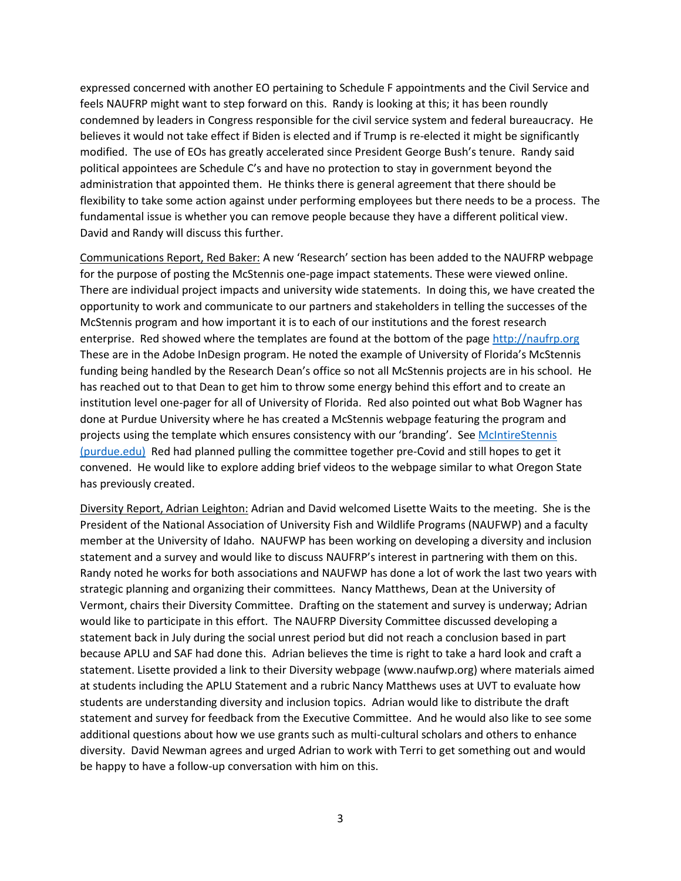expressed concerned with another EO pertaining to Schedule F appointments and the Civil Service and feels NAUFRP might want to step forward on this. Randy is looking at this; it has been roundly condemned by leaders in Congress responsible for the civil service system and federal bureaucracy. He believes it would not take effect if Biden is elected and if Trump is re-elected it might be significantly modified. The use of EOs has greatly accelerated since President George Bush's tenure. Randy said political appointees are Schedule C's and have no protection to stay in government beyond the administration that appointed them. He thinks there is general agreement that there should be flexibility to take some action against under performing employees but there needs to be a process. The fundamental issue is whether you can remove people because they have a different political view. David and Randy will discuss this further.

<u>Communications Report, Red Baker:</u> A new 'Research' section has been added to the NAUFRP webpage for the purpose of posting the McStennis one-page impact statements. These were viewed online. There are individual project impacts and university wide statements. In doing this, we have created the opportunity to work and communicate to our partners and stakeholders in telling the successes of the McStennis program and how important it is to each of our institutions and the forest research enterprise. Red showed where the templates are found at the bottom of the page [http://naufrp.org](http://naufrp.org) These are in the Adobe InDesign program. He noted the example of University of Florida's McStennis funding being handled by the Research Dean's office so not all McStennis projects are in his school. He has reached out to that Dean to get him to throw some energy behind this effort and to create an institution level one-pager for all of University of Florida. Red also pointed out what Bob Wagner has done at Purdue University where he has created a McStennis webpage featuring the program and projects using the template which ensures consistency with our 'branding'. See [McIntireStennis (purdue.edu)](McIntireStennis (purdue.edu)) Red had planned pulling the committee together pre-Covid and still hopes to get it convened. He would like to explore adding brief videos to the webpage similar to what Oregon State has previously created.

<u>Diversity Report, Adrian Leighton:</u> Adrian and David welcomed Lisette Waits to the meeting. She is the President of the National Association of University Fish and Wildlife Programs (NAUFWP) and a faculty member at the University of Idaho. NAUFWP has been working on developing a diversity and inclusion statement and a survey and would like to discuss NAUFRP's interest in partnering with them on this. Randy noted he works for both associations and NAUFWP has done a lot of work the last two years with strategic planning and organizing their committees. Nancy Matthews, Dean at the University of Vermont, chairs their Diversity Committee. Drafting on the statement and survey is underway; Adrian would like to participate in this effort. The NAUFRP Diversity Committee discussed developing a statement back in July during the social unrest period but did not reach a conclusion based in part because APLU and SAF had done this. Adrian believes the time is right to take a hard look and craft a statement. Lisette provided a link to their Diversity webpage (www.naufwp.org) where materials aimed at students including the APLU Statement and a rubric Nancy Matthews uses at UVT to evaluate how students are understanding diversity and inclusion topics. Adrian would like to distribute the draft statement and survey for feedback from the Executive Committee. And he would also like to see some additional questions about how we use grants such as multi-cultural scholars and others to enhance diversity. David Newman agrees and urged Adrian to work with Terri to get something out and would be happy to have a follow-up conversation with him on this.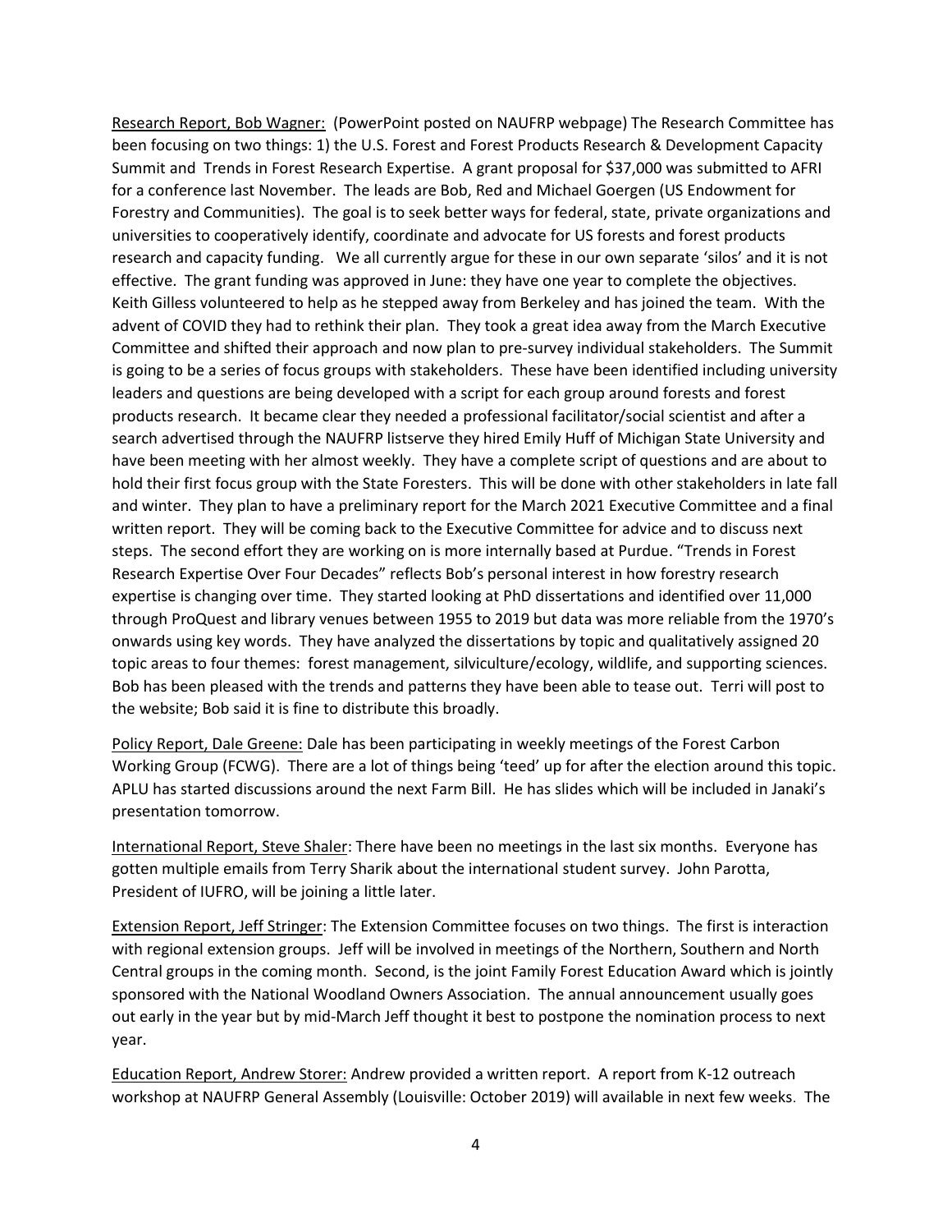Research Report, Bob Wagner: (PowerPoint posted on NAUFRP webpage) The Research Committee has been focusing on two things: 1) the U.S. Forest and Forest Products Research & Development Capacity Summit and Trends in Forest Research Expertise. A grant proposal for $37,000 was submitted to AFRI for a conference last November. The leads are Bob, Red and Michael Goergen (US Endowment for Forestry and Communities). The goal is to seek better ways for federal, state, private organizations and universities to cooperatively identify, coordinate and advocate for US forests and forest products research and capacity funding. We all currently argue for these in our own separate 'silos' and it is not effective. The grant funding was approved in June: they have one year to complete the objectives. Keith Gilless volunteered to help as he stepped away from Berkeley and has joined the team. With the advent of COVID they had to rethink their plan. They took a great idea away from the March Executive Committee and shifted their approach and now plan to pre-survey individual stakeholders. The Summit is going to be a series of focus groups with stakeholders. These have been identified including university leaders and questions are being developed with a script for each group around forests and forest products research. It became clear they needed a professional facilitator/social scientist and after a search advertised through the NAUFRP listserve they hired Emily Huff of Michigan State University and have been meeting with her almost weekly. They have a complete script of questions and are about to hold their first focus group with the State Foresters. This will be done with other stakeholders in late fall and winter. They plan to have a preliminary report for the March 2021 Executive Committee and a final written report. They will be coming back to the Executive Committee for advice and to discuss next steps. The second effort they are working on is more internally based at Purdue. "Trends in Forest Research Expertise Over Four Decades" reflects Bob's personal interest in how forestry research expertise is changing over time. They started looking at PhD dissertations and identified over 11,000 through ProQuest and library venues between 1955 to 2019 but data was more reliable from the 1970's onwards using key words. They have analyzed the dissertations by topic and qualitatively assigned 20 topic areas to four themes: forest management, silviculture/ecology, wildlife, and supporting sciences. Bob has been pleased with the trends and patterns they have been able to tease out. Terri will post to the website; Bob said it is fine to distribute this broadly.

Policy Report, Dale Greene: Dale has been participating in weekly meetings of the Forest Carbon Working Group (FCWG). There are a lot of things being 'teed' up for after the election around this topic. APLU has started discussions around the next Farm Bill. He has slides which will be included in Janaki's presentation tomorrow.

International Report, Steve Shaler: There have been no meetings in the last six months. Everyone has gotten multiple emails from Terry Sharik about the international student survey. John Parotta, President of IUFRO, will be joining a little later.

Extension Report, Jeff Stringer: The Extension Committee focuses on two things. The first is interaction with regional extension groups. Jeff will be involved in meetings of the Northern, Southern and North Central groups in the coming month. Second, is the joint Family Forest Education Award which is jointly sponsored with the National Woodland Owners Association. The annual announcement usually goes out early in the year but by mid-March Jeff thought it best to postpone the nomination process to next year.

Education Report, Andrew Storer: Andrew provided a written report. A report from K-12 outreach workshop at NAUFRP General Assembly (Louisville: October 2019) will available in next few weeks. The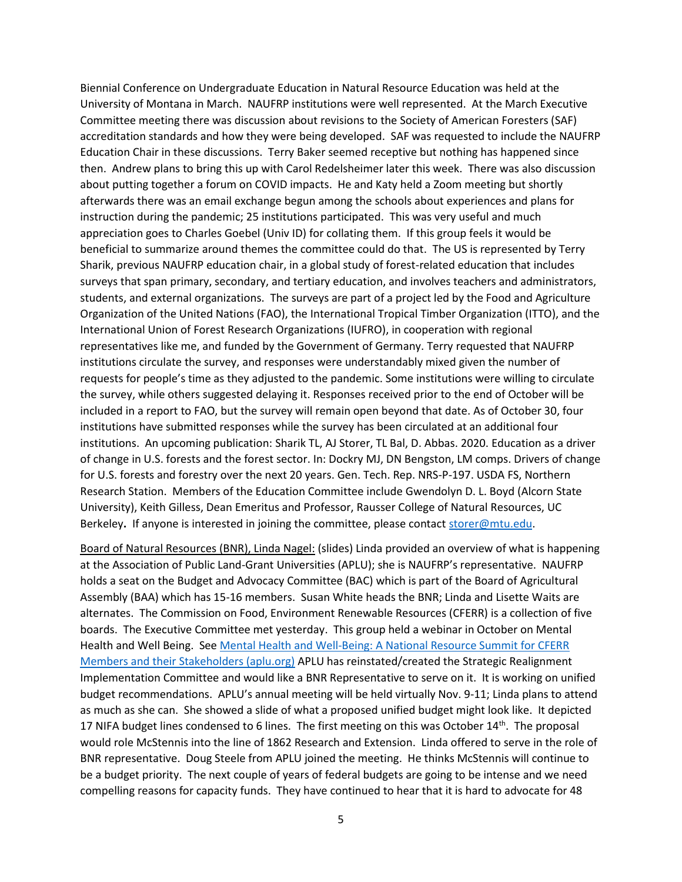Biennial Conference on Undergraduate Education in Natural Resource Education was held at the University of Montana in March. NAUFRP institutions were well represented. At the March Executive Committee meeting there was discussion about revisions to the Society of American Foresters (SAF) accreditation standards and how they were being developed. SAF was requested to include the NAUFRP Education Chair in these discussions. Terry Baker seemed receptive but nothing has happened since then. Andrew plans to bring this up with Carol Redelsheimer later this week. There was also discussion about putting together a forum on COVID impacts. He and Katy held a Zoom meeting but shortly afterwards there was an email exchange begun among the schools about experiences and plans for instruction during the pandemic; 25 institutions participated. This was very useful and much appreciation goes to Charles Goebel (Univ ID) for collating them. If this group feels it would be beneficial to summarize around themes the committee could do that. The US is represented by Terry Sharik, previous NAUFRP education chair, in a global study of forest-related education that includes surveys that span primary, secondary, and tertiary education, and involves teachers and administrators, students, and external organizations. The surveys are part of a project led by the Food and Agriculture Organization of the United Nations (FAO), the International Tropical Timber Organization (ITTO), and the International Union of Forest Research Organizations (IUFRO), in cooperation with regional representatives like me, and funded by the Government of Germany. Terry requested that NAUFRP institutions circulate the survey, and responses were understandably mixed given the number of requests for people's time as they adjusted to the pandemic. Some institutions were willing to circulate the survey, while others suggested delaying it. Responses received prior to the end of October will be included in a report to FAO, but the survey will remain open beyond that date. As of October 30, four institutions have submitted responses while the survey has been circulated at an additional four institutions. An upcoming publication: Sharik TL, AJ Storer, TL Bal, D. Abbas. 2020. Education as a driver of change in U.S. forests and the forest sector. In: Dockry MJ, DN Bengston, LM comps. Drivers of change for U.S. forests and forestry over the next 20 years. Gen. Tech. Rep. NRS-P-197. USDA FS, Northern Research Station. Members of the Education Committee include Gwendolyn D. L. Boyd (Alcorn State University), Keith Gilless, Dean Emeritus and Professor, Rausser College of Natural Resources, UC Berkeley**.** If anyone is interested in joining the committee, please contact storer@mtu.edu.

Board of Natural Resources (BNR), Linda Nagel: (slides) Linda provided an overview of what is happening at the Association of Public Land-Grant Universities (APLU); she is NAUFRP's representative. NAUFRP holds a seat on the Budget and Advocacy Committee (BAC) which is part of the Board of Agricultural Assembly (BAA) which has 15-16 members. Susan White heads the BNR; Linda and Lisette Waits are alternates. The Commission on Food, Environment Renewable Resources (CFERR) is a collection of five boards. The Executive Committee met yesterday. This group held a webinar in October on Mental Health and Well Being. See [Mental Health and Well-Being: A National Resource Summit for CFERR Members and their Stakeholders (aplu.org)] APLU has reinstated/created the Strategic Realignment Implementation Committee and would like a BNR Representative to serve on it. It is working on unified budget recommendations. APLU's annual meeting will be held virtually Nov. 9-11; Linda plans to attend as much as she can. She showed a slide of what a proposed unified budget might look like. It depicted 17 NIFA budget lines condensed to 6 lines. The first meeting on this was October 14th. The proposal would role McStennis into the line of 1862 Research and Extension. Linda offered to serve in the role of BNR representative. Doug Steele from APLU joined the meeting. He thinks McStennis will continue to be a budget priority. The next couple of years of federal budgets are going to be intense and we need compelling reasons for capacity funds. They have continued to hear that it is hard to advocate for 48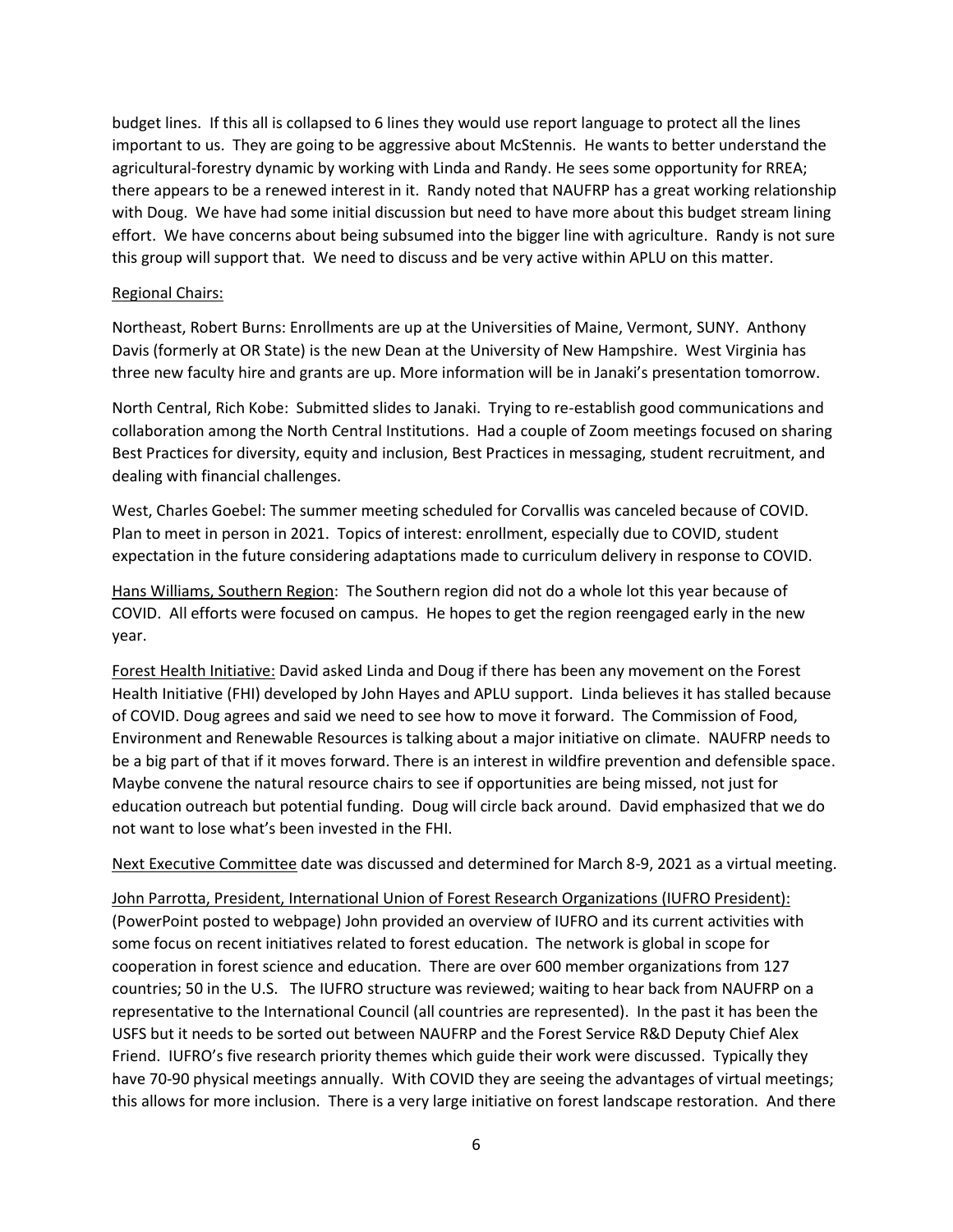budget lines. If this all is collapsed to 6 lines they would use report language to protect all the lines important to us. They are going to be aggressive about McStennis. He wants to better understand the agricultural-forestry dynamic by working with Linda and Randy. He sees some opportunity for RREA; there appears to be a renewed interest in it. Randy noted that NAUFRP has a great working relationship with Doug. We have had some initial discussion but need to have more about this budget stream lining effort. We have concerns about being subsumed into the bigger line with agriculture. Randy is not sure this group will support that. We need to discuss and be very active within APLU on this matter.

<u>Regional Chairs:</u>

Northeast, Robert Burns: Enrollments are up at the Universities of Maine, Vermont, SUNY. Anthony Davis (formerly at OR State) is the new Dean at the University of New Hampshire. West Virginia has three new faculty hire and grants are up. More information will be in Janaki's presentation tomorrow.

North Central, Rich Kobe: Submitted slides to Janaki. Trying to re-establish good communications and collaboration among the North Central Institutions. Had a couple of Zoom meetings focused on sharing Best Practices for diversity, equity and inclusion, Best Practices in messaging, student recruitment, and dealing with financial challenges.

West, Charles Goebel: The summer meeting scheduled for Corvallis was canceled because of COVID. Plan to meet in person in 2021. Topics of interest: enrollment, especially due to COVID, student expectation in the future considering adaptations made to curriculum delivery in response to COVID.

<u>Hans Williams, Southern Region</u>: The Southern region did not do a whole lot this year because of COVID. All efforts were focused on campus. He hopes to get the region reengaged early in the new year.

<u>Forest Health Initiative:</u> David asked Linda and Doug if there has been any movement on the Forest Health Initiative (FHI) developed by John Hayes and APLU support. Linda believes it has stalled because of COVID. Doug agrees and said we need to see how to move it forward. The Commission of Food, Environment and Renewable Resources is talking about a major initiative on climate. NAUFRP needs to be a big part of that if it moves forward. There is an interest in wildfire prevention and defensible space. Maybe convene the natural resource chairs to see if opportunities are being missed, not just for education outreach but potential funding. Doug will circle back around. David emphasized that we do not want to lose what's been invested in the FHI.

<u>Next Executive Committee</u> date was discussed and determined for March 8-9, 2021 as a virtual meeting.

<u>John Parrotta, President, International Union of Forest Research Organizations (IUFRO President):</u> (PowerPoint posted to webpage) John provided an overview of IUFRO and its current activities with some focus on recent initiatives related to forest education. The network is global in scope for cooperation in forest science and education. There are over 600 member organizations from 127 countries; 50 in the U.S. The IUFRO structure was reviewed; waiting to hear back from NAUFRP on a representative to the International Council (all countries are represented). In the past it has been the USFS but it needs to be sorted out between NAUFRP and the Forest Service R&D Deputy Chief Alex Friend. IUFRO's five research priority themes which guide their work were discussed. Typically they have 70-90 physical meetings annually. With COVID they are seeing the advantages of virtual meetings; this allows for more inclusion. There is a very large initiative on forest landscape restoration. And there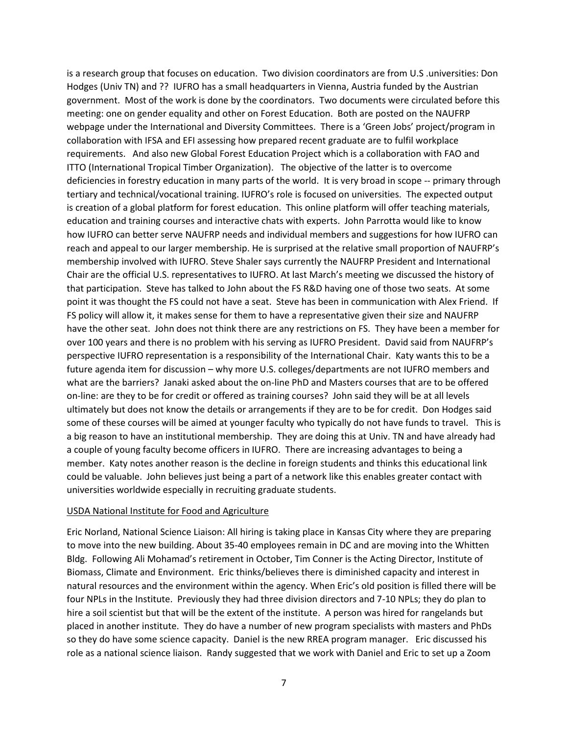is a research group that focuses on education. Two division coordinators are from U.S .universities: Don Hodges (Univ TN) and ?? IUFRO has a small headquarters in Vienna, Austria funded by the Austrian government. Most of the work is done by the coordinators. Two documents were circulated before this meeting: one on gender equality and other on Forest Education. Both are posted on the NAUFRP webpage under the International and Diversity Committees. There is a 'Green Jobs' project/program in collaboration with IFSA and EFI assessing how prepared recent graduate are to fulfil workplace requirements. And also new Global Forest Education Project which is a collaboration with FAO and ITTO (International Tropical Timber Organization). The objective of the latter is to overcome deficiencies in forestry education in many parts of the world. It is very broad in scope -- primary through tertiary and technical/vocational training. IUFRO's role is focused on universities. The expected output is creation of a global platform for forest education. This online platform will offer teaching materials, education and training courses and interactive chats with experts. John Parrotta would like to know how IUFRO can better serve NAUFRP needs and individual members and suggestions for how IUFRO can reach and appeal to our larger membership. He is surprised at the relative small proportion of NAUFRP's membership involved with IUFRO. Steve Shaler says currently the NAUFRP President and International Chair are the official U.S. representatives to IUFRO. At last March's meeting we discussed the history of that participation. Steve has talked to John about the FS R&D having one of those two seats. At some point it was thought the FS could not have a seat. Steve has been in communication with Alex Friend. If FS policy will allow it, it makes sense for them to have a representative given their size and NAUFRP have the other seat. John does not think there are any restrictions on FS. They have been a member for over 100 years and there is no problem with his serving as IUFRO President. David said from NAUFRP's perspective IUFRO representation is a responsibility of the International Chair. Katy wants this to be a future agenda item for discussion – why more U.S. colleges/departments are not IUFRO members and what are the barriers? Janaki asked about the on-line PhD and Masters courses that are to be offered on-line: are they to be for credit or offered as training courses? John said they will be at all levels ultimately but does not know the details or arrangements if they are to be for credit. Don Hodges said some of these courses will be aimed at younger faculty who typically do not have funds to travel. This is a big reason to have an institutional membership. They are doing this at Univ. TN and have already had a couple of young faculty become officers in IUFRO. There are increasing advantages to being a member. Katy notes another reason is the decline in foreign students and thinks this educational link could be valuable. John believes just being a part of a network like this enables greater contact with universities worldwide especially in recruiting graduate students.

<u>USDA National Institute for Food and Agriculture</u>

Eric Norland, National Science Liaison: All hiring is taking place in Kansas City where they are preparing to move into the new building. About 35-40 employees remain in DC and are moving into the Whitten Bldg. Following Ali Mohamad's retirement in October, Tim Conner is the Acting Director, Institute of Biomass, Climate and Environment. Eric thinks/believes there is diminished capacity and interest in natural resources and the environment within the agency. When Eric's old position is filled there will be four NPLs in the Institute. Previously they had three division directors and 7-10 NPLs; they do plan to hire a soil scientist but that will be the extent of the institute. A person was hired for rangelands but placed in another institute. They do have a number of new program specialists with masters and PhDs so they do have some science capacity. Daniel is the new RREA program manager. Eric discussed his role as a national science liaison. Randy suggested that we work with Daniel and Eric to set up a Zoom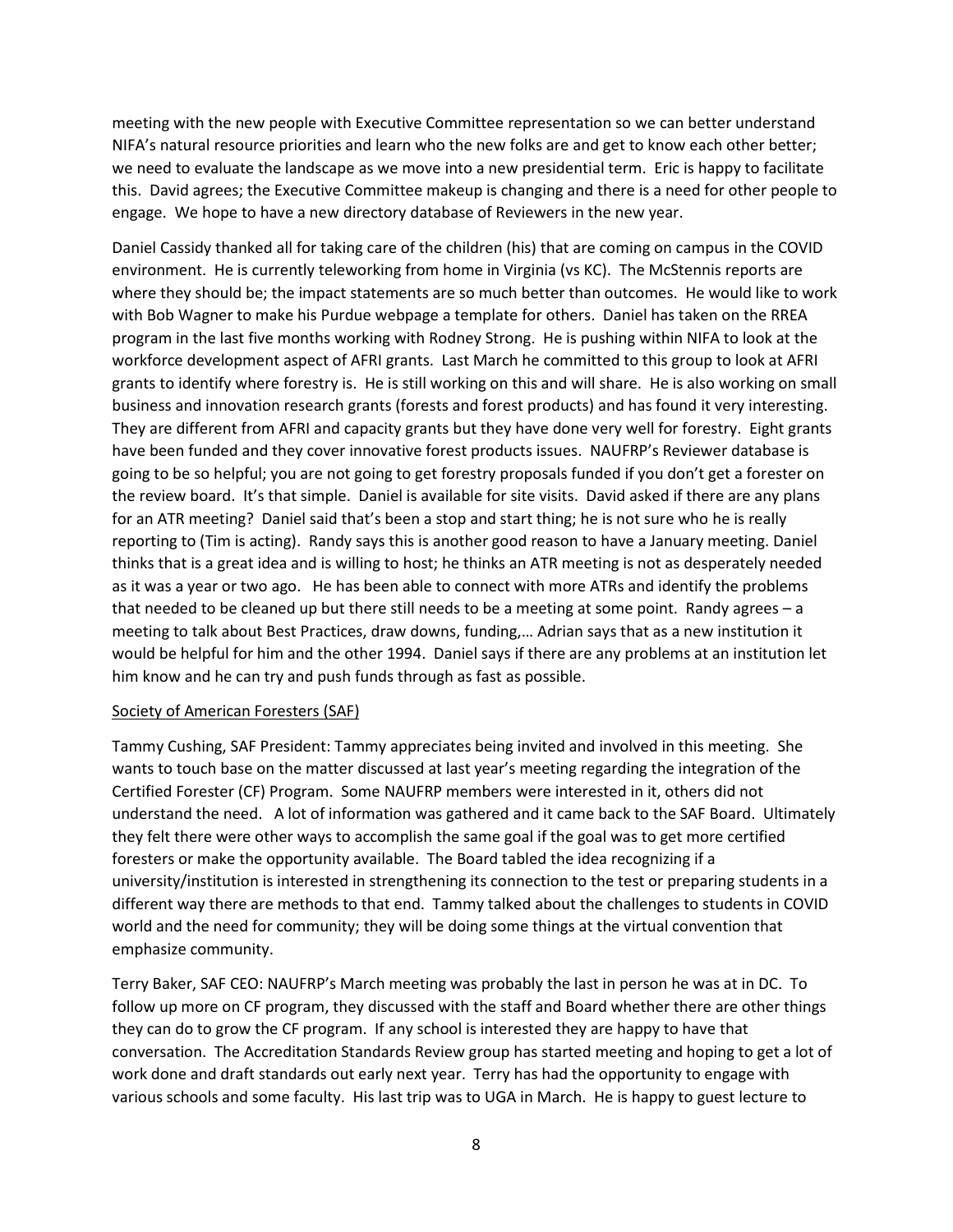meeting with the new people with Executive Committee representation so we can better understand NIFA's natural resource priorities and learn who the new folks are and get to know each other better; we need to evaluate the landscape as we move into a new presidential term. Eric is happy to facilitate this. David agrees; the Executive Committee makeup is changing and there is a need for other people to engage. We hope to have a new directory database of Reviewers in the new year.

Daniel Cassidy thanked all for taking care of the children (his) that are coming on campus in the COVID environment. He is currently teleworking from home in Virginia (vs KC). The McStennis reports are where they should be; the impact statements are so much better than outcomes. He would like to work with Bob Wagner to make his Purdue webpage a template for others. Daniel has taken on the RREA program in the last five months working with Rodney Strong. He is pushing within NIFA to look at the workforce development aspect of AFRI grants. Last March he committed to this group to look at AFRI grants to identify where forestry is. He is still working on this and will share. He is also working on small business and innovation research grants (forests and forest products) and has found it very interesting. They are different from AFRI and capacity grants but they have done very well for forestry. Eight grants have been funded and they cover innovative forest products issues. NAUFRP's Reviewer database is going to be so helpful; you are not going to get forestry proposals funded if you don't get a forester on the review board. It's that simple. Daniel is available for site visits. David asked if there are any plans for an ATR meeting? Daniel said that's been a stop and start thing; he is not sure who he is really reporting to (Tim is acting). Randy says this is another good reason to have a January meeting. Daniel thinks that is a great idea and is willing to host; he thinks an ATR meeting is not as desperately needed as it was a year or two ago. He has been able to connect with more ATRs and identify the problems that needed to be cleaned up but there still needs to be a meeting at some point. Randy agrees – a meeting to talk about Best Practices, draw downs, funding,… Adrian says that as a new institution it would be helpful for him and the other 1994. Daniel says if there are any problems at an institution let him know and he can try and push funds through as fast as possible.

Society of American Foresters (SAF)

Tammy Cushing, SAF President: Tammy appreciates being invited and involved in this meeting. She wants to touch base on the matter discussed at last year's meeting regarding the integration of the Certified Forester (CF) Program. Some NAUFRP members were interested in it, others did not understand the need. A lot of information was gathered and it came back to the SAF Board. Ultimately they felt there were other ways to accomplish the same goal if the goal was to get more certified foresters or make the opportunity available. The Board tabled the idea recognizing if a university/institution is interested in strengthening its connection to the test or preparing students in a different way there are methods to that end. Tammy talked about the challenges to students in COVID world and the need for community; they will be doing some things at the virtual convention that emphasize community.

Terry Baker, SAF CEO: NAUFRP's March meeting was probably the last in person he was at in DC. To follow up more on CF program, they discussed with the staff and Board whether there are other things they can do to grow the CF program. If any school is interested they are happy to have that conversation. The Accreditation Standards Review group has started meeting and hoping to get a lot of work done and draft standards out early next year. Terry has had the opportunity to engage with various schools and some faculty. His last trip was to UGA in March. He is happy to guest lecture to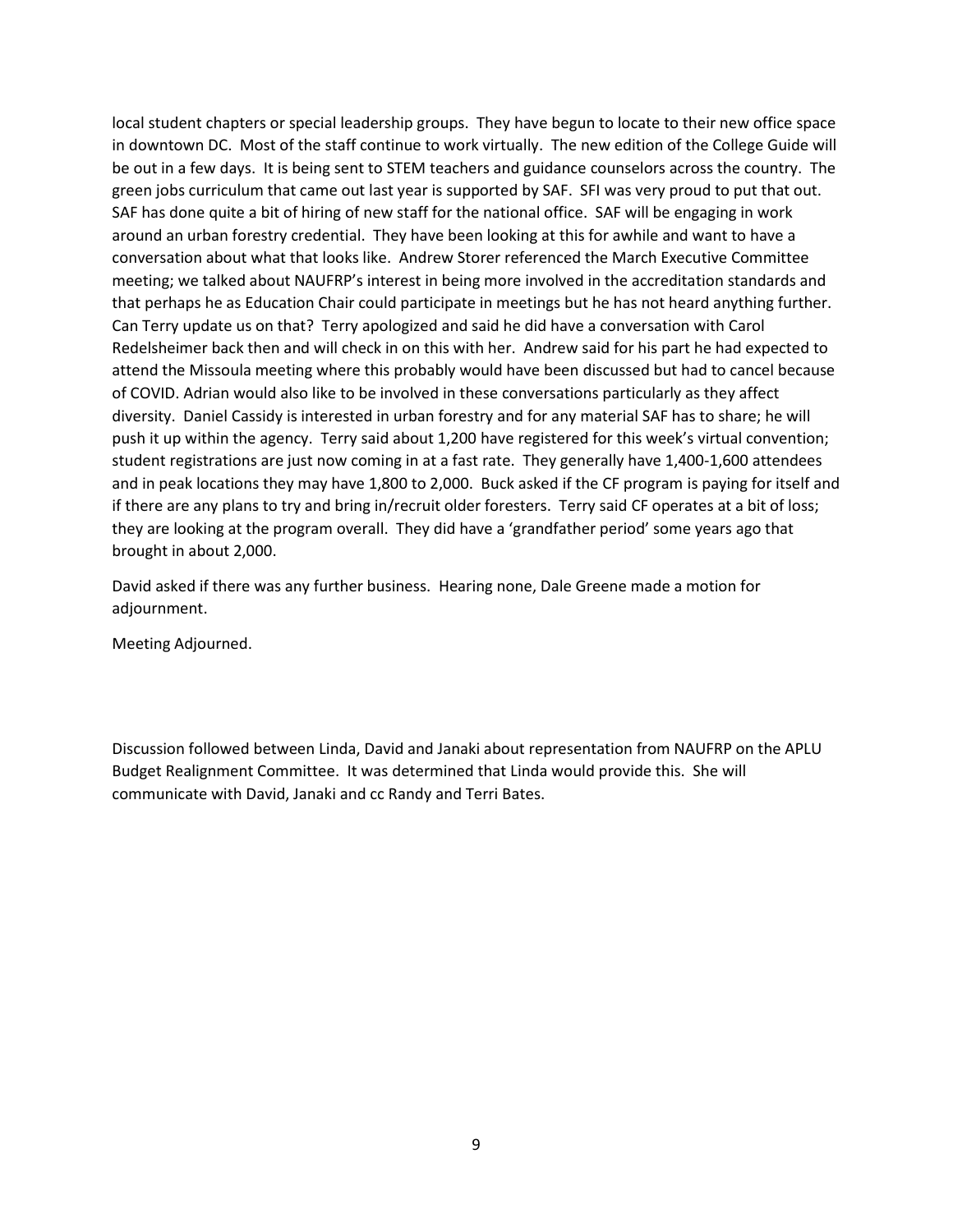local student chapters or special leadership groups. They have begun to locate to their new office space in downtown DC. Most of the staff continue to work virtually. The new edition of the College Guide will be out in a few days. It is being sent to STEM teachers and guidance counselors across the country. The green jobs curriculum that came out last year is supported by SAF. SFI was very proud to put that out. SAF has done quite a bit of hiring of new staff for the national office. SAF will be engaging in work around an urban forestry credential. They have been looking at this for awhile and want to have a conversation about what that looks like. Andrew Storer referenced the March Executive Committee meeting; we talked about NAUFRP's interest in being more involved in the accreditation standards and that perhaps he as Education Chair could participate in meetings but he has not heard anything further. Can Terry update us on that? Terry apologized and said he did have a conversation with Carol Redelsheimer back then and will check in on this with her. Andrew said for his part he had expected to attend the Missoula meeting where this probably would have been discussed but had to cancel because of COVID. Adrian would also like to be involved in these conversations particularly as they affect diversity. Daniel Cassidy is interested in urban forestry and for any material SAF has to share; he will push it up within the agency. Terry said about 1,200 have registered for this week's virtual convention; student registrations are just now coming in at a fast rate. They generally have 1,400-1,600 attendees and in peak locations they may have 1,800 to 2,000. Buck asked if the CF program is paying for itself and if there are any plans to try and bring in/recruit older foresters. Terry said CF operates at a bit of loss; they are looking at the program overall. They did have a 'grandfather period' some years ago that brought in about 2,000.

David asked if there was any further business. Hearing none, Dale Greene made a motion for adjournment.

Meeting Adjourned.

Discussion followed between Linda, David and Janaki about representation from NAUFRP on the APLU Budget Realignment Committee. It was determined that Linda would provide this. She will communicate with David, Janaki and cc Randy and Terri Bates.